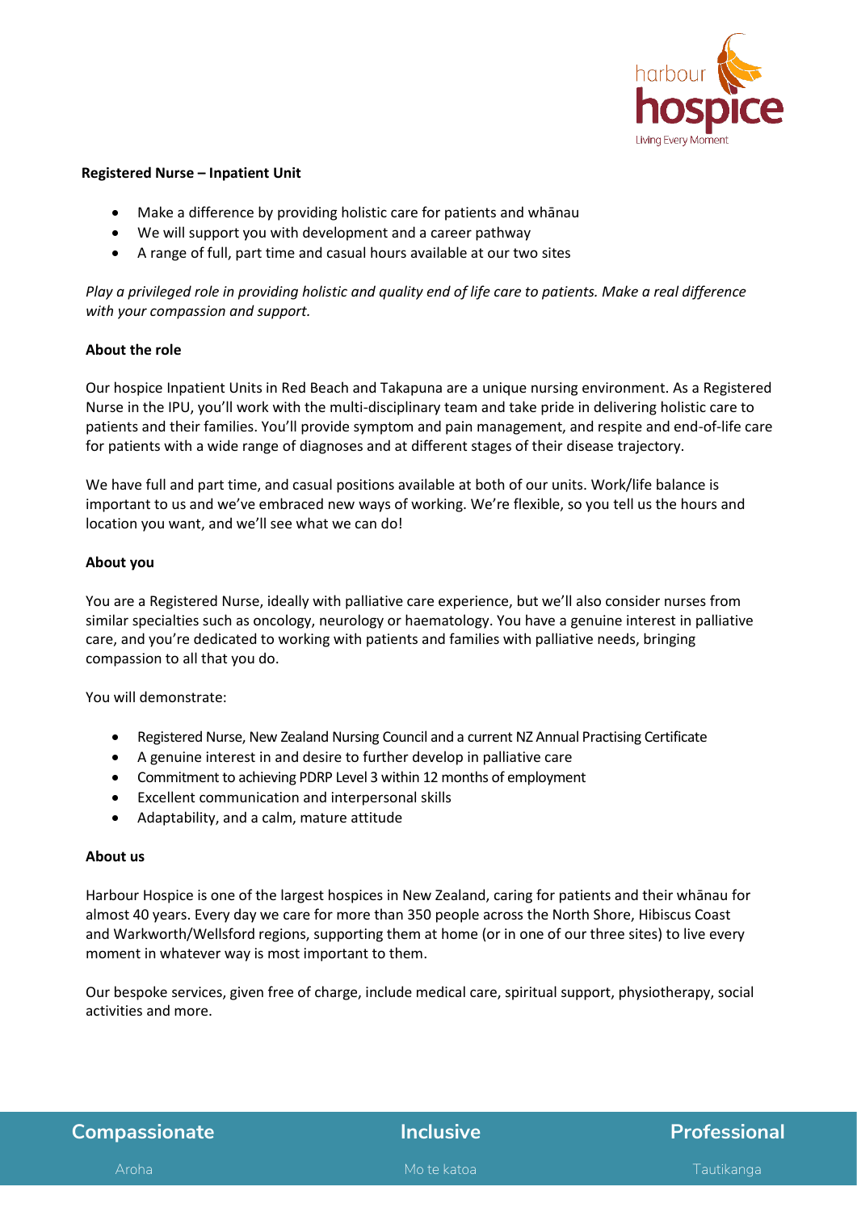**Registered Nurse – Inpatient Unit**

- Make a difference by providing holistic care for patients and whānau
- We will support you with development and a career pathway
- A range of full, part time and casual hours available at our two sites

*Play a privileged role in providing holistic and quality end of life care to patients. Make a real difference with your compassion and support.*

**About the role**

Our hospice Inpatient Units in Red Beach and Takapuna are a unique nursing environment. As a Registered Nurse in the IPU, you'll work with the multi-disciplinary team and take pride in delivering holistic care to patients and their families. You'll provide symptom and pain management, and respite and end-of-life care for patients with a wide range of diagnoses and at different stages of their disease trajectory.

We have full and part time, and casual positions available at both of our units. Work/life balance is important to us and we've embraced new ways of working. We're flexible, so you tell us the hours and location you want, and we'll see what we can do!

**About you**

You are a Registered Nurse, ideally with palliative care experience, but we'll also consider nurses from similar specialties such as oncology, neurology or haematology. You have a genuine interest in palliative care, and you're dedicated to working with patients and families with palliative needs, bringing compassion to all that you do.

You will demonstrate:

- Registered Nurse, New Zealand Nursing Council and a current NZ Annual Practising Certificate
- A genuine interest in and desire to further develop in palliative care
- Commitment to achieving PDRP Level 3 within 12 months of employment
- Excellent communication and interpersonal skills
- Adaptability, and a calm, mature attitude

**About us**

Harbour Hospice is one of the largest hospices in New Zealand, caring for patients and their whānau for almost 40 years. Every day we care for more than 350 people across the North Shore, Hibiscus Coast and Warkworth/Wellsford regions, supporting them at home (or in one of our three sites) to live every moment in whatever way is most important to them.

Our bespoke services, given free of charge, include medical care, spiritual support, physiotherapy, social activities and more.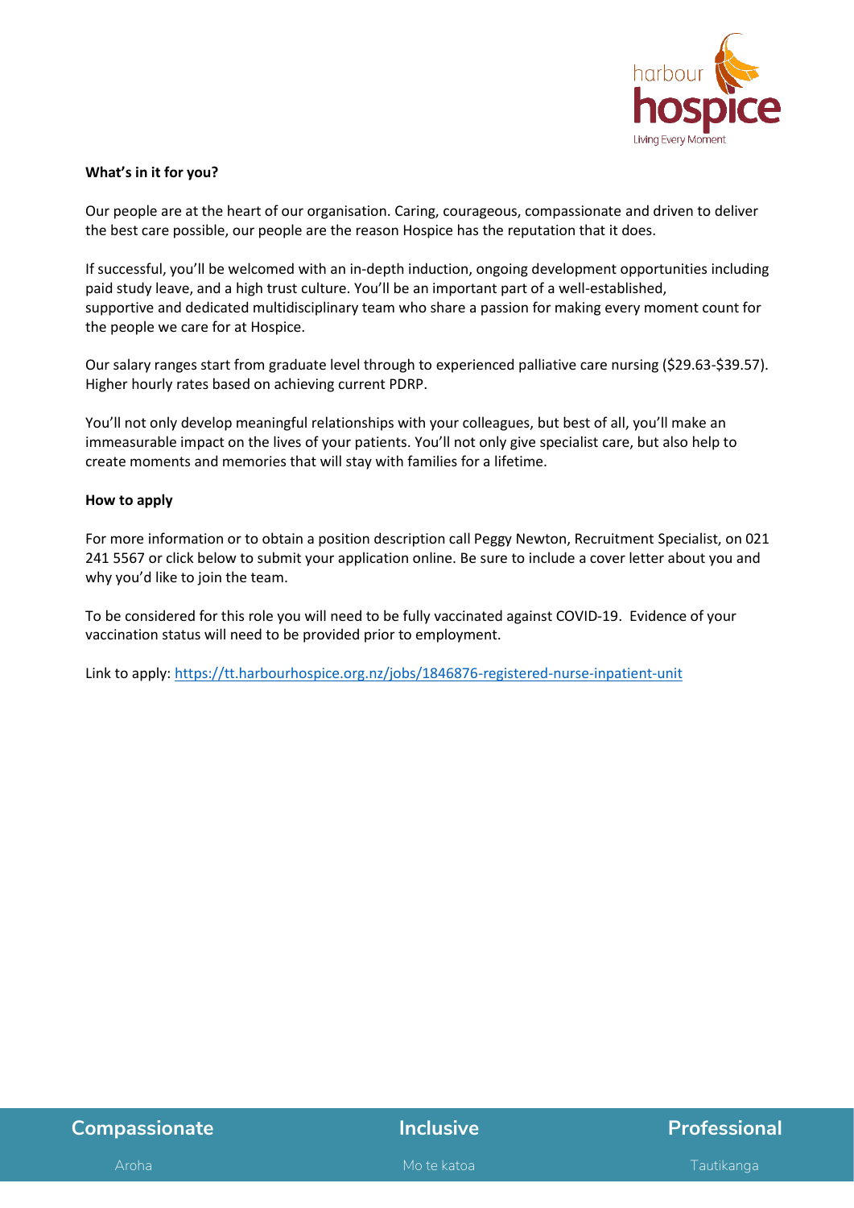**What's in it for you?**

Our people are at the heart of our organisation. Caring, courageous, compassionate and driven to deliver the best care possible, our people are the reason Hospice has the reputation that it does.

If successful, you'll be welcomed with an in-depth induction, ongoing development opportunities including paid study leave, and a high trust culture. You'll be an important part of a well-established, supportive and dedicated multidisciplinary team who share a passion for making every moment count for the people we care for at Hospice.

Our salary ranges start from graduate level through to experienced palliative care nursing ($29.63-$39.57). Higher hourly rates based on achieving current PDRP.

You'll not only develop meaningful relationships with your colleagues, but best of all, you'll make an immeasurable impact on the lives of your patients. You'll not only give specialist care, but also help to create moments and memories that will stay with families for a lifetime.

**How to apply**

For more information or to obtain a position description call Peggy Newton, Recruitment Specialist, on 021 241 5567 or click below to submit your application online. Be sure to include a cover letter about you and why you'd like to join the team.

To be considered for this role you will need to be fully vaccinated against COVID-19. Evidence of your vaccination status will need to be provided prior to employment.

Link to apply: https://tt.harbourhospice.org.nz/jobs/1846876-registered-nurse-inpatient-unit

**Compassionate** Aroha

**Inclusive** Mo te katoa

**Professional** Tautikanga